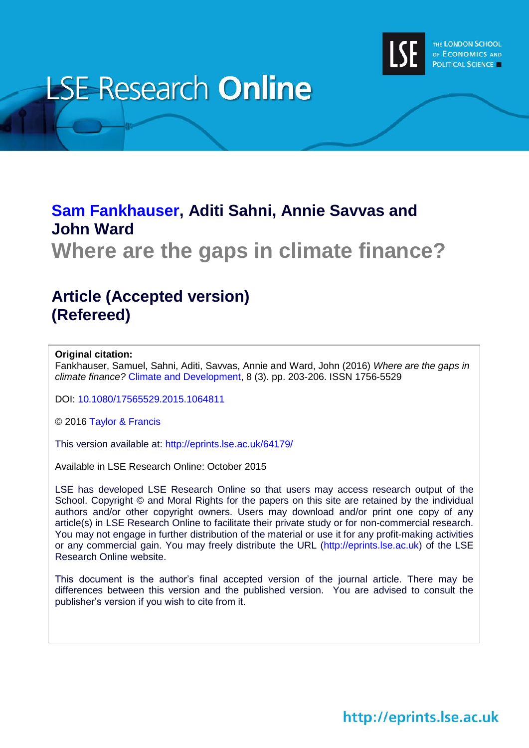LSE Research **Online**

THE LONDON SCHOOL OF ECONOMICS AND POLITICAL SCIENCE

**Sam Fankhauser, Aditi Sahni, Annie Savvas and John Ward**

# Where are the gaps in climate finance?

## Article (Accepted version) (Refereed)

**Original citation:**
Fankhauser, Samuel, Sahni, Aditi, Savvas, Annie and Ward, John (2016) *Where are the gaps in climate finance?* Climate and Development, 8 (3). pp. 203-206. ISSN 1756-5529

DOI: 10.1080/17565529.2015.1064811

© 2016 Taylor & Francis

This version available at: http://eprints.lse.ac.uk/64179/

Available in LSE Research Online: October 2015

LSE has developed LSE Research Online so that users may access research output of the School. Copyright © and Moral Rights for the papers on this site are retained by the individual authors and/or other copyright owners. Users may download and/or print one copy of any article(s) in LSE Research Online to facilitate their private study or for non-commercial research. You may not engage in further distribution of the material or use it for any profit-making activities or any commercial gain. You may freely distribute the URL (http://eprints.lse.ac.uk) of the LSE Research Online website.

This document is the author's final accepted version of the journal article. There may be differences between this version and the published version. You are advised to consult the publisher's version if you wish to cite from it.

http://eprints.lse.ac.uk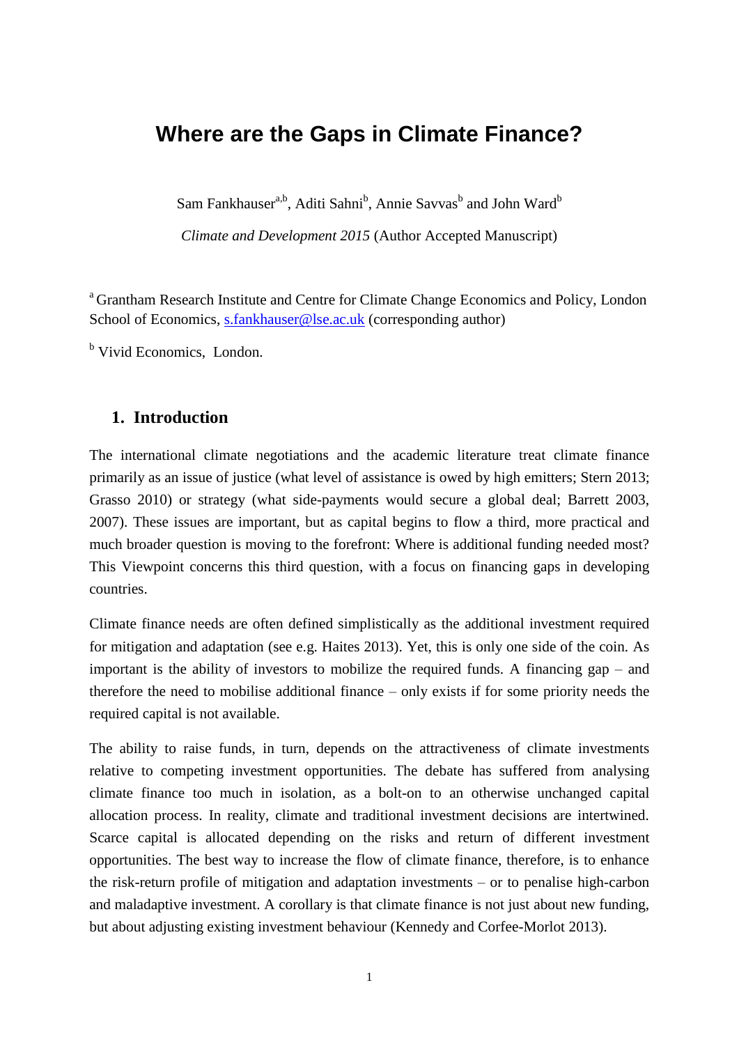# Where are the Gaps in Climate Finance?

Sam Fankhauser[a,b], Aditi Sahni[b], Annie Savvas[b] and John Ward[b]

*Climate and Development 2015* (Author Accepted Manuscript)

[a] Grantham Research Institute and Centre for Climate Change Economics and Policy, London School of Economics, s.fankhauser@lse.ac.uk (corresponding author)

[b] Vivid Economics, London.

## 1. Introduction

The international climate negotiations and the academic literature treat climate finance primarily as an issue of justice (what level of assistance is owed by high emitters; Stern 2013; Grasso 2010) or strategy (what side-payments would secure a global deal; Barrett 2003, 2007). These issues are important, but as capital begins to flow a third, more practical and much broader question is moving to the forefront: Where is additional funding needed most? This Viewpoint concerns this third question, with a focus on financing gaps in developing countries.

Climate finance needs are often defined simplistically as the additional investment required for mitigation and adaptation (see e.g. Haites 2013). Yet, this is only one side of the coin. As important is the ability of investors to mobilize the required funds. A financing gap – and therefore the need to mobilise additional finance – only exists if for some priority needs the required capital is not available.

The ability to raise funds, in turn, depends on the attractiveness of climate investments relative to competing investment opportunities. The debate has suffered from analysing climate finance too much in isolation, as a bolt-on to an otherwise unchanged capital allocation process. In reality, climate and traditional investment decisions are intertwined. Scarce capital is allocated depending on the risks and return of different investment opportunities. The best way to increase the flow of climate finance, therefore, is to enhance the risk-return profile of mitigation and adaptation investments – or to penalise high-carbon and maladaptive investment. A corollary is that climate finance is not just about new funding, but about adjusting existing investment behaviour (Kennedy and Corfee-Morlot 2013).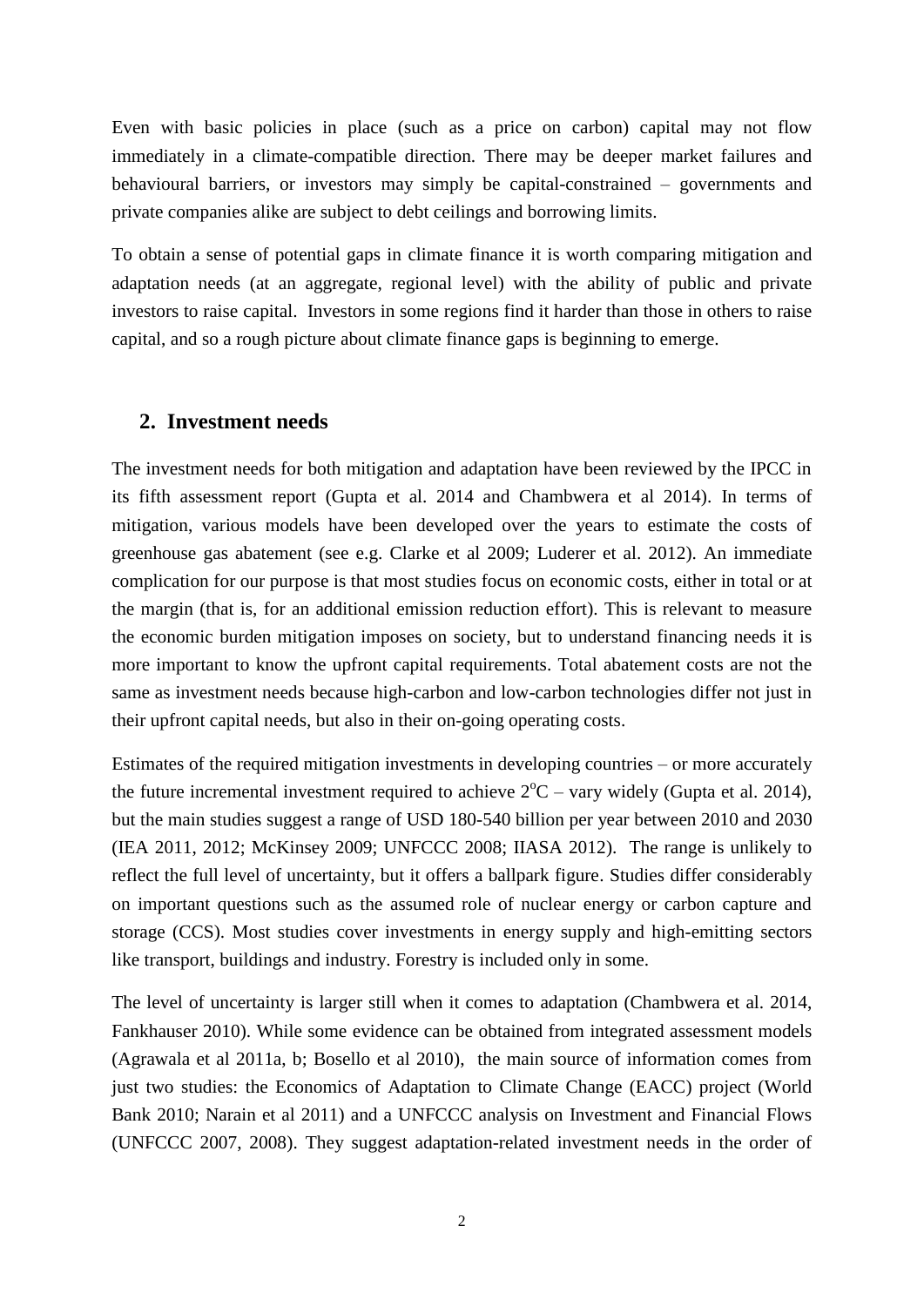Even with basic policies in place (such as a price on carbon) capital may not flow immediately in a climate-compatible direction. There may be deeper market failures and behavioural barriers, or investors may simply be capital-constrained – governments and private companies alike are subject to debt ceilings and borrowing limits.

To obtain a sense of potential gaps in climate finance it is worth comparing mitigation and adaptation needs (at an aggregate, regional level) with the ability of public and private investors to raise capital. Investors in some regions find it harder than those in others to raise capital, and so a rough picture about climate finance gaps is beginning to emerge.

## 2. Investment needs

The investment needs for both mitigation and adaptation have been reviewed by the IPCC in its fifth assessment report (Gupta et al. 2014 and Chambwera et al 2014). In terms of mitigation, various models have been developed over the years to estimate the costs of greenhouse gas abatement (see e.g. Clarke et al 2009; Luderer et al. 2012). An immediate complication for our purpose is that most studies focus on economic costs, either in total or at the margin (that is, for an additional emission reduction effort). This is relevant to measure the economic burden mitigation imposes on society, but to understand financing needs it is more important to know the upfront capital requirements. Total abatement costs are not the same as investment needs because high-carbon and low-carbon technologies differ not just in their upfront capital needs, but also in their on-going operating costs.

Estimates of the required mitigation investments in developing countries – or more accurately the future incremental investment required to achieve $2^{o}C$ – vary widely (Gupta et al. 2014), but the main studies suggest a range of USD 180-540 billion per year between 2010 and 2030 (IEA 2011, 2012; McKinsey 2009; UNFCCC 2008; IIASA 2012). The range is unlikely to reflect the full level of uncertainty, but it offers a ballpark figure. Studies differ considerably on important questions such as the assumed role of nuclear energy or carbon capture and storage (CCS). Most studies cover investments in energy supply and high-emitting sectors like transport, buildings and industry. Forestry is included only in some.

The level of uncertainty is larger still when it comes to adaptation (Chambwera et al. 2014, Fankhauser 2010). While some evidence can be obtained from integrated assessment models (Agrawala et al 2011a, b; Bosello et al 2010), the main source of information comes from just two studies: the Economics of Adaptation to Climate Change (EACC) project (World Bank 2010; Narain et al 2011) and a UNFCCC analysis on Investment and Financial Flows (UNFCCC 2007, 2008). They suggest adaptation-related investment needs in the order of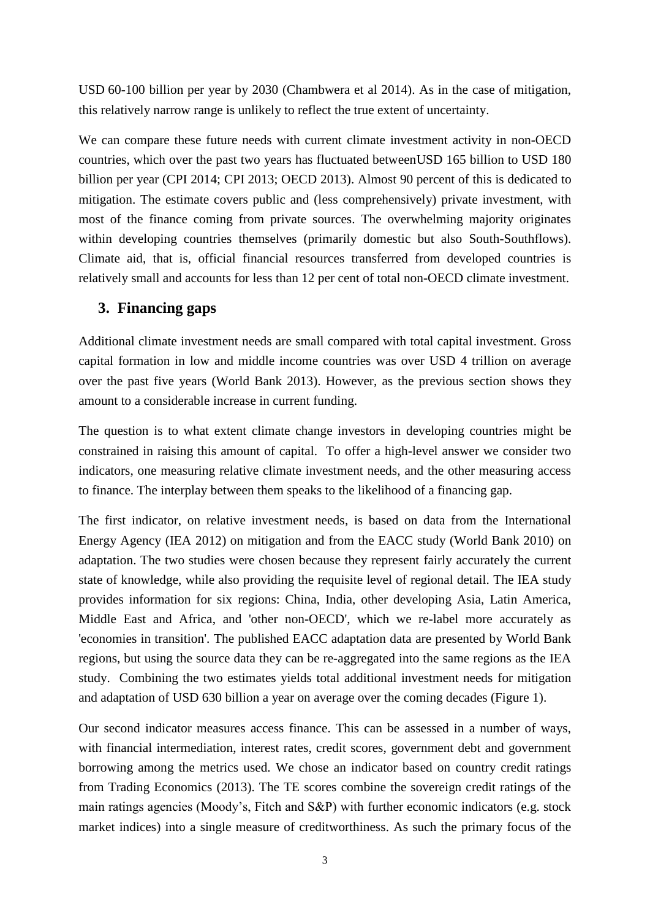USD 60-100 billion per year by 2030 (Chambwera et al 2014). As in the case of mitigation, this relatively narrow range is unlikely to reflect the true extent of uncertainty.

We can compare these future needs with current climate investment activity in non-OECD countries, which over the past two years has fluctuated betweenUSD 165 billion to USD 180 billion per year (CPI 2014; CPI 2013; OECD 2013). Almost 90 percent of this is dedicated to mitigation. The estimate covers public and (less comprehensively) private investment, with most of the finance coming from private sources. The overwhelming majority originates within developing countries themselves (primarily domestic but also South-Southflows). Climate aid, that is, official financial resources transferred from developed countries is relatively small and accounts for less than 12 per cent of total non-OECD climate investment.

## 3. Financing gaps

Additional climate investment needs are small compared with total capital investment. Gross capital formation in low and middle income countries was over USD 4 trillion on average over the past five years (World Bank 2013). However, as the previous section shows they amount to a considerable increase in current funding.

The question is to what extent climate change investors in developing countries might be constrained in raising this amount of capital. To offer a high-level answer we consider two indicators, one measuring relative climate investment needs, and the other measuring access to finance. The interplay between them speaks to the likelihood of a financing gap.

The first indicator, on relative investment needs, is based on data from the International Energy Agency (IEA 2012) on mitigation and from the EACC study (World Bank 2010) on adaptation. The two studies were chosen because they represent fairly accurately the current state of knowledge, while also providing the requisite level of regional detail. The IEA study provides information for six regions: China, India, other developing Asia, Latin America, Middle East and Africa, and 'other non-OECD', which we re-label more accurately as 'economies in transition'. The published EACC adaptation data are presented by World Bank regions, but using the source data they can be re-aggregated into the same regions as the IEA study. Combining the two estimates yields total additional investment needs for mitigation and adaptation of USD 630 billion a year on average over the coming decades (Figure 1).

Our second indicator measures access finance. This can be assessed in a number of ways, with financial intermediation, interest rates, credit scores, government debt and government borrowing among the metrics used. We chose an indicator based on country credit ratings from Trading Economics (2013). The TE scores combine the sovereign credit ratings of the main ratings agencies (Moody's, Fitch and S&P) with further economic indicators (e.g. stock market indices) into a single measure of creditworthiness. As such the primary focus of the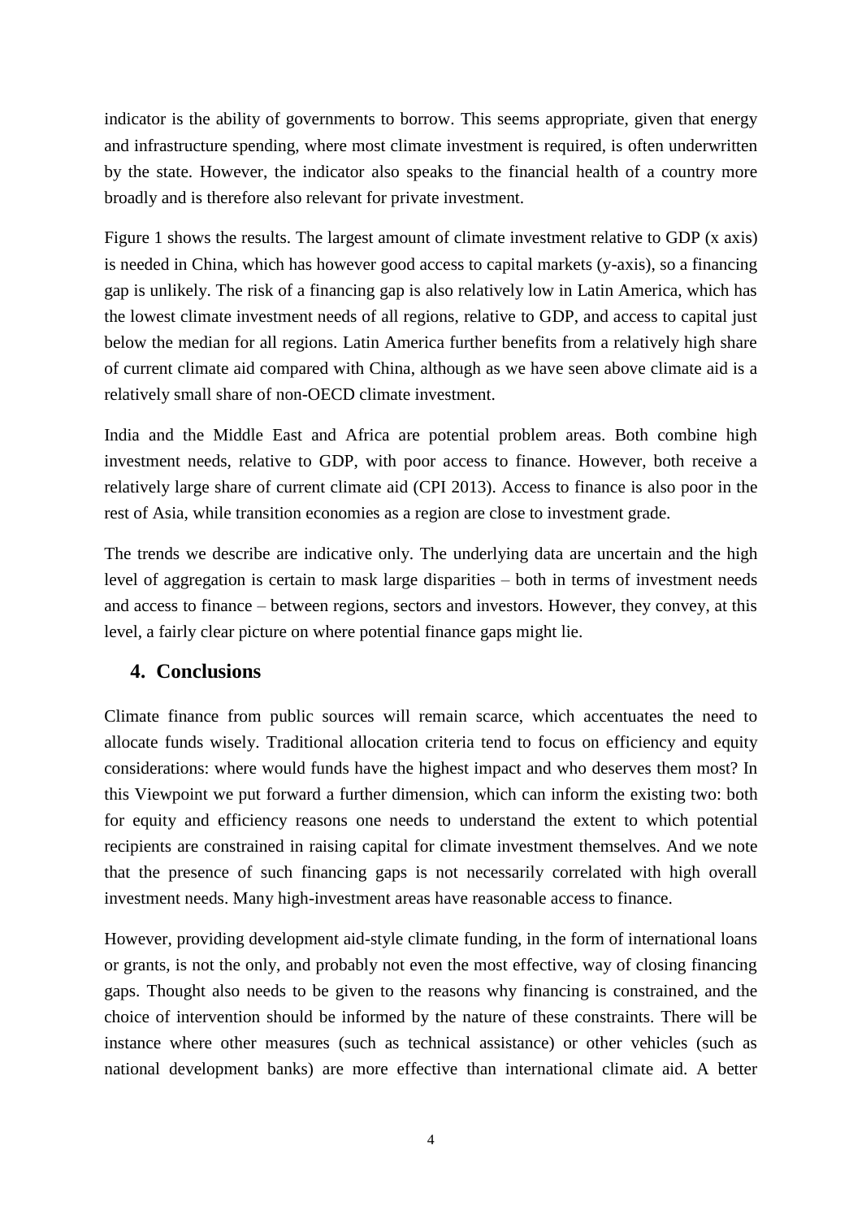indicator is the ability of governments to borrow. This seems appropriate, given that energy and infrastructure spending, where most climate investment is required, is often underwritten by the state. However, the indicator also speaks to the financial health of a country more broadly and is therefore also relevant for private investment.

Figure 1 shows the results. The largest amount of climate investment relative to GDP (x axis) is needed in China, which has however good access to capital markets (y-axis), so a financing gap is unlikely. The risk of a financing gap is also relatively low in Latin America, which has the lowest climate investment needs of all regions, relative to GDP, and access to capital just below the median for all regions. Latin America further benefits from a relatively high share of current climate aid compared with China, although as we have seen above climate aid is a relatively small share of non-OECD climate investment.

India and the Middle East and Africa are potential problem areas. Both combine high investment needs, relative to GDP, with poor access to finance. However, both receive a relatively large share of current climate aid (CPI 2013). Access to finance is also poor in the rest of Asia, while transition economies as a region are close to investment grade.

The trends we describe are indicative only. The underlying data are uncertain and the high level of aggregation is certain to mask large disparities – both in terms of investment needs and access to finance – between regions, sectors and investors. However, they convey, at this level, a fairly clear picture on where potential finance gaps might lie.

## 4. Conclusions

Climate finance from public sources will remain scarce, which accentuates the need to allocate funds wisely. Traditional allocation criteria tend to focus on efficiency and equity considerations: where would funds have the highest impact and who deserves them most? In this Viewpoint we put forward a further dimension, which can inform the existing two: both for equity and efficiency reasons one needs to understand the extent to which potential recipients are constrained in raising capital for climate investment themselves. And we note that the presence of such financing gaps is not necessarily correlated with high overall investment needs. Many high-investment areas have reasonable access to finance.

However, providing development aid-style climate funding, in the form of international loans or grants, is not the only, and probably not even the most effective, way of closing financing gaps. Thought also needs to be given to the reasons why financing is constrained, and the choice of intervention should be informed by the nature of these constraints. There will be instance where other measures (such as technical assistance) or other vehicles (such as national development banks) are more effective than international climate aid. A better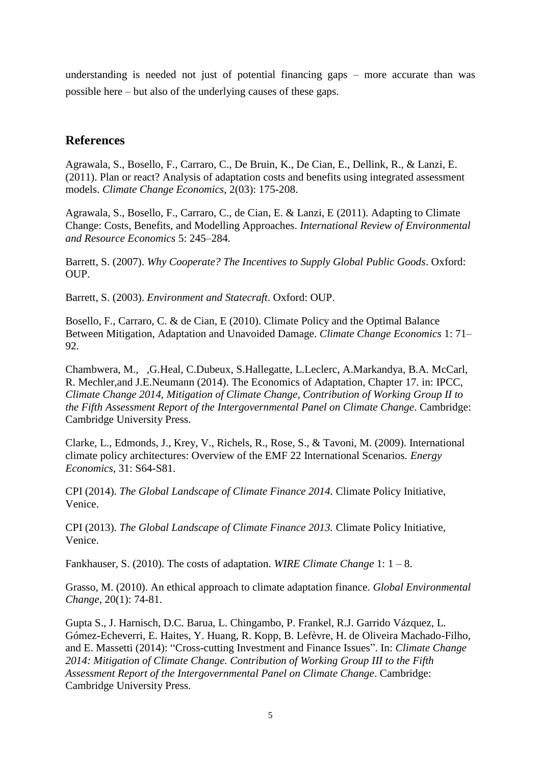understanding is needed not just of potential financing gaps – more accurate than was possible here – but also of the underlying causes of these gaps.

## References

Agrawala, S., Bosello, F., Carraro, C., De Bruin, K., De Cian, E., Dellink, R., & Lanzi, E. (2011). Plan or react? Analysis of adaptation costs and benefits using integrated assessment models. *Climate Change Economics*, 2(03): 175-208.

Agrawala, S., Bosello, F., Carraro, C., de Cian, E. & Lanzi, E (2011). Adapting to Climate Change: Costs, Benefits, and Modelling Approaches. *International Review of Environmental and Resource Economics* 5: 245–284.

Barrett, S. (2007). *Why Cooperate? The Incentives to Supply Global Public Goods*. Oxford: OUP.

Barrett, S. (2003). *Environment and Statecraft*. Oxford: OUP.

Bosello, F., Carraro, C. & de Cian, E (2010). Climate Policy and the Optimal Balance Between Mitigation, Adaptation and Unavoided Damage. *Climate Change Economics* 1: 71–92.

Chambwera, M., ,G.Heal, C.Dubeux, S.Hallegatte, L.Leclerc, A.Markandya, B.A. McCarl, R. Mechler,and J.E.Neumann (2014). The Economics of Adaptation, Chapter 17. in: IPCC, *Climate Change 2014, Mitigation of Climate Change, Contribution of Working Group II to the Fifth Assessment Report of the Intergovernmental Panel on Climate Change*. Cambridge: Cambridge University Press.

Clarke, L., Edmonds, J., Krey, V., Richels, R., Rose, S., & Tavoni, M. (2009). International climate policy architectures: Overview of the EMF 22 International Scenarios. *Energy Economics*, 31: S64-S81.

CPI (2014). *The Global Landscape of Climate Finance 2014.* Climate Policy Initiative, Venice.

CPI (2013). *The Global Landscape of Climate Finance 2013.* Climate Policy Initiative, Venice.

Fankhauser, S. (2010). The costs of adaptation. *WIRE Climate Change* 1: 1 – 8.

Grasso, M. (2010). An ethical approach to climate adaptation finance. *Global Environmental Change*, 20(1): 74-81.

Gupta S., J. Harnisch, D.C. Barua, L. Chingambo, P. Frankel, R.J. Garrido Vázquez, L. Gómez-Echeverri, E. Haites, Y. Huang, R. Kopp, B. Lefèvre, H. de Oliveira Machado-Filho, and E. Massetti (2014): "Cross-cutting Investment and Finance Issues". In: *Climate Change 2014: Mitigation of Climate Change. Contribution of Working Group III to the Fifth Assessment Report of the Intergovernmental Panel on Climate Change*. Cambridge: Cambridge University Press.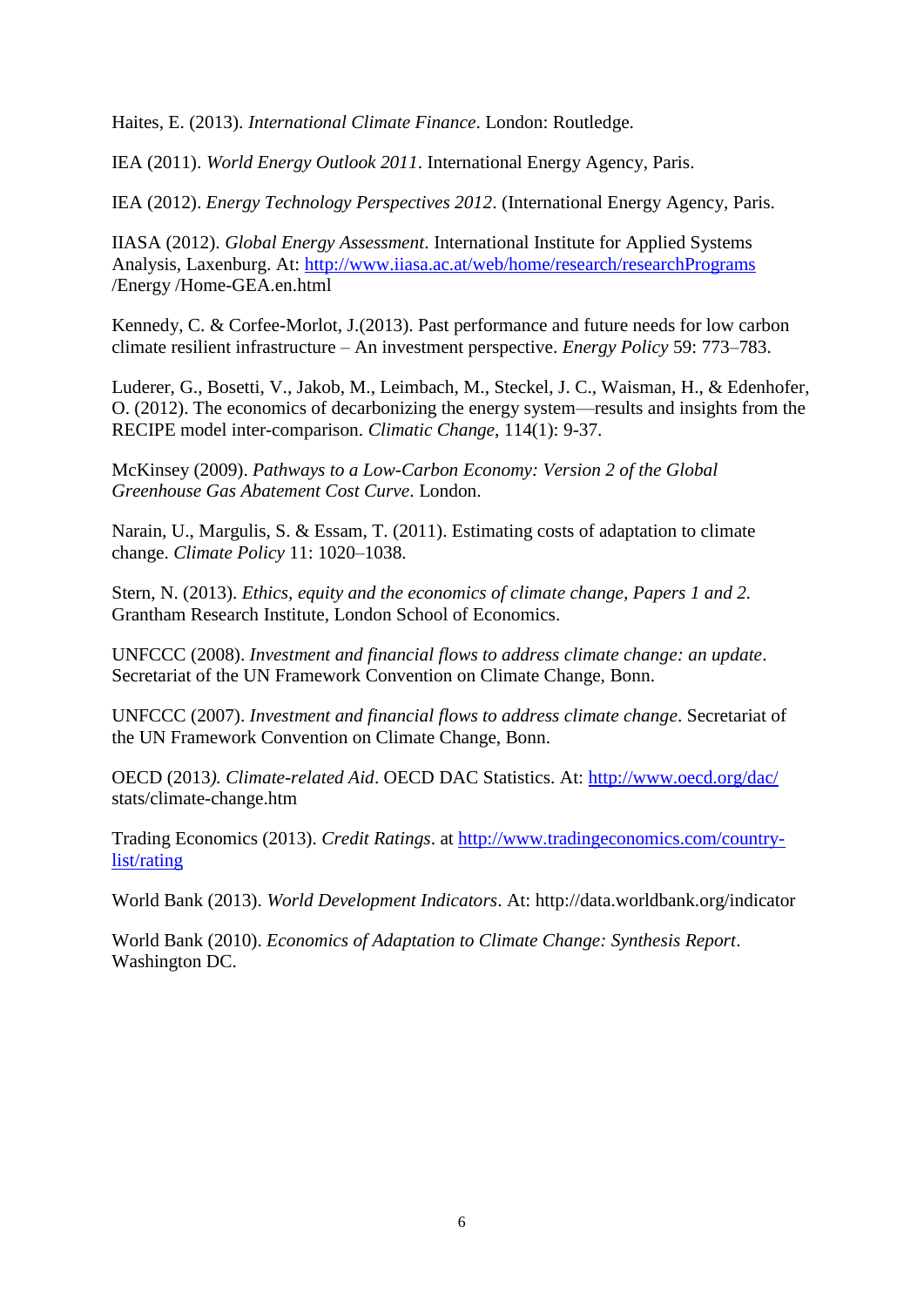Haites, E. (2013). *International Climate Finance*. London: Routledge.

IEA (2011). *World Energy Outlook 2011*. International Energy Agency, Paris.

IEA (2012). *Energy Technology Perspectives 2012*. (International Energy Agency, Paris.

IIASA (2012). *Global Energy Assessment*. International Institute for Applied Systems Analysis, Laxenburg. At: http://www.iiasa.ac.at/web/home/research/researchPrograms /Energy /Home-GEA.en.html

Kennedy, C. & Corfee-Morlot, J.(2013). Past performance and future needs for low carbon climate resilient infrastructure – An investment perspective. *Energy Policy* 59: 773–783.

Luderer, G., Bosetti, V., Jakob, M., Leimbach, M., Steckel, J. C., Waisman, H., & Edenhofer, O. (2012). The economics of decarbonizing the energy system—results and insights from the RECIPE model inter-comparison. *Climatic Change*, 114(1): 9-37.

McKinsey (2009). *Pathways to a Low-Carbon Economy: Version 2 of the Global Greenhouse Gas Abatement Cost Curve*. London.

Narain, U., Margulis, S. & Essam, T. (2011). Estimating costs of adaptation to climate change. *Climate Policy* 11: 1020–1038.

Stern, N. (2013). *Ethics, equity and the economics of climate change, Papers 1 and 2.* Grantham Research Institute, London School of Economics.

UNFCCC (2008). *Investment and financial flows to address climate change: an update*. Secretariat of the UN Framework Convention on Climate Change, Bonn.

UNFCCC (2007). *Investment and financial flows to address climate change*. Secretariat of the UN Framework Convention on Climate Change, Bonn.

OECD (2013*). Climate-related Aid*. OECD DAC Statistics. At: http://www.oecd.org/dac/ stats/climate-change.htm

Trading Economics (2013). *Credit Ratings*. at http://www.tradingeconomics.com/country-list/rating

World Bank (2013). *World Development Indicators*. At: http://data.worldbank.org/indicator

World Bank (2010). *Economics of Adaptation to Climate Change: Synthesis Report*. Washington DC.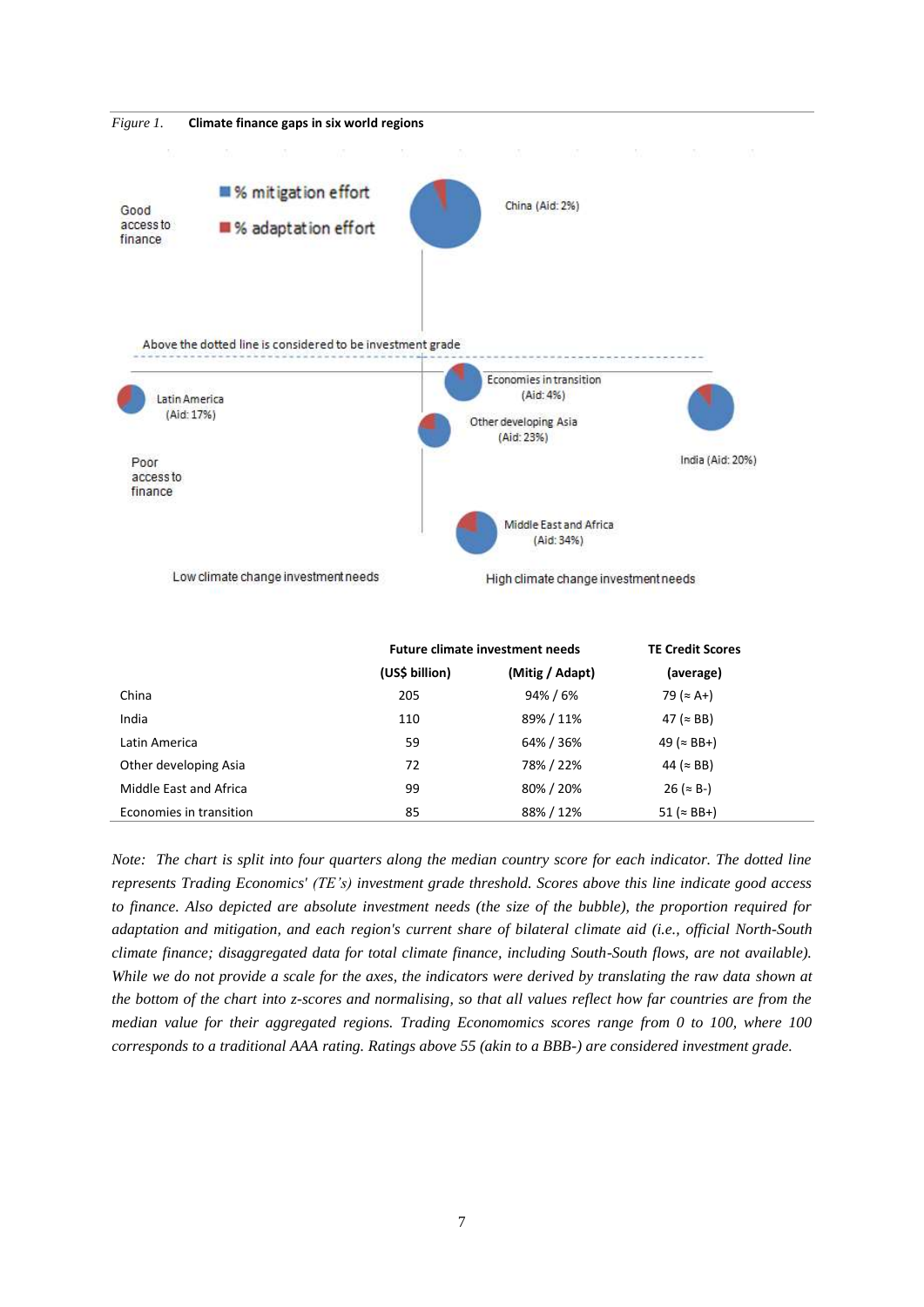*Figure 1.* **Climate finance gaps in six world regions**

% mitigation effort
% adaptation effort

Good access to finance

China (Aid: 2%)

Above the dotted line is considered to be investment grade

Economies in transition (Aid: 4%)

Latin America (Aid: 17%)

Other developing Asia (Aid: 23%)

India (Aid: 20%)

Poor access to finance

Middle East and Africa (Aid: 34%)

Low climate change investment needs

High climate change investment needs

| | Future climate investment needs | | TE Credit Scores |
|---|---|---|---|
| | (US$ billion) | (Mitig / Adapt) | (average) |
| China | 205 | 94% / 6% | 79 (≈ A+) |
| India | 110 | 89% / 11% | 47 (≈ BB) |
| Latin America | 59 | 64% / 36% | 49 (≈ BB+) |
| Other developing Asia | 72 | 78% / 22% | 44 (≈ BB) |
| Middle East and Africa | 99 | 80% / 20% | 26 (≈ B-) |
| Economies in transition | 85 | 88% / 12% | 51 (≈ BB+) |

*Note: The chart is split into four quarters along the median country score for each indicator. The dotted line represents Trading Economics' (TE's) investment grade threshold. Scores above this line indicate good access to finance. Also depicted are absolute investment needs (the size of the bubble), the proportion required for adaptation and mitigation, and each region's current share of bilateral climate aid (i.e., official North-South climate finance; disaggregated data for total climate finance, including South-South flows, are not available). While we do not provide a scale for the axes, the indicators were derived by translating the raw data shown at the bottom of the chart into z-scores and normalising, so that all values reflect how far countries are from the median value for their aggregated regions. Trading Economomics scores range from 0 to 100, where 100 corresponds to a traditional AAA rating. Ratings above 55 (akin to a BBB-) are considered investment grade.*